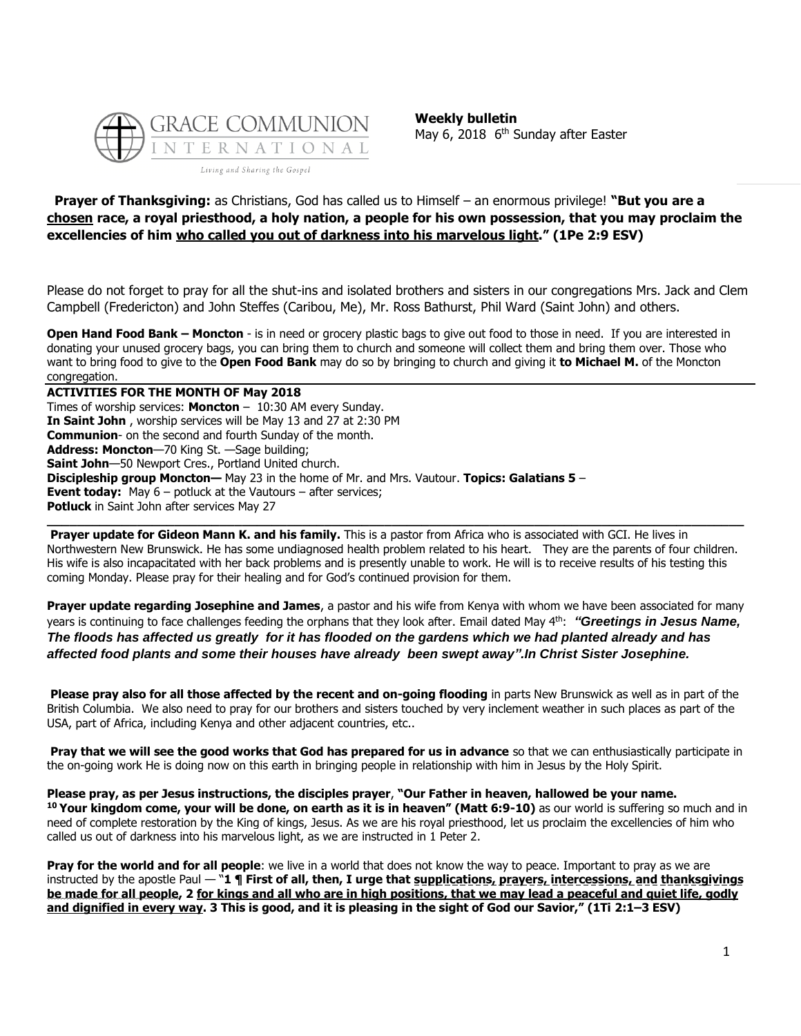GRACE COMMUNION INTERNATIONAL

*Living and Sharing the Gospel*

**Weekly bulletin**
May 6, 2018 6th Sunday after Easter

**Prayer of Thanksgiving:** as Christians, God has called us to Himself – an enormous privilege! **"But you are a chosen race, a royal priesthood, a holy nation, a people for his own possession, that you may proclaim the excellencies of him who called you out of darkness into his marvelous light." (1Pe 2:9 ESV)**

Please do not forget to pray for all the shut-ins and isolated brothers and sisters in our congregations Mrs. Jack and Clem Campbell (Fredericton) and John Steffes (Caribou, Me), Mr. Ross Bathurst, Phil Ward (Saint John) and others.

**Open Hand Food Bank – Moncton** - is in need or grocery plastic bags to give out food to those in need. If you are interested in donating your unused grocery bags, you can bring them to church and someone will collect them and bring them over. Those who want to bring food to give to the **Open Food Bank** may do so by bringing to church and giving it **to Michael M.** of the Moncton congregation.

**ACTIVITIES FOR THE MONTH OF May 2018**
Times of worship services: **Moncton** – 10:30 AM every Sunday.
**In Saint John** , worship services will be May 13 and 27 at 2:30 PM
**Communion**- on the second and fourth Sunday of the month.
**Address: Moncton**—70 King St. —Sage building;
**Saint John**—50 Newport Cres., Portland United church.
**Discipleship group Moncton—** May 23 in the home of Mr. and Mrs. Vautour. **Topics: Galatians 5** –
**Event today:** May 6 – potluck at the Vautours – after services;
**Potluck** in Saint John after services May 27

**Prayer update for Gideon Mann K. and his family.** This is a pastor from Africa who is associated with GCI. He lives in Northwestern New Brunswick. He has some undiagnosed health problem related to his heart. They are the parents of four children. His wife is also incapacitated with her back problems and is presently unable to work. He will is to receive results of his testing this coming Monday. Please pray for their healing and for God's continued provision for them.

**Prayer update regarding Josephine and James**, a pastor and his wife from Kenya with whom we have been associated for many years is continuing to face challenges feeding the orphans that they look after. Email dated May 4th: ***"Greetings in Jesus Name, The floods has affected us greatly for it has flooded on the gardens which we had planted already and has affected food plants and some their houses have already been swept away".In Christ Sister Josephine.***

**Please pray also for all those affected by the recent and on-going flooding** in parts New Brunswick as well as in part of the British Columbia. We also need to pray for our brothers and sisters touched by very inclement weather in such places as part of the USA, part of Africa, including Kenya and other adjacent countries, etc..

**Pray that we will see the good works that God has prepared for us in advance** so that we can enthusiastically participate in the on-going work He is doing now on this earth in bringing people in relationship with him in Jesus by the Holy Spirit.

**Please pray, as per Jesus instructions, the disciples prayer**, **"Our Father in heaven, hallowed be your name. 10 Your kingdom come, your will be done, on earth as it is in heaven" (Matt 6:9-10)** as our world is suffering so much and in need of complete restoration by the King of kings, Jesus. As we are his royal priesthood, let us proclaim the excellencies of him who called us out of darkness into his marvelous light, as we are instructed in 1 Peter 2.

**Pray for the world and for all people**: we live in a world that does not know the way to peace. Important to pray as we are instructed by the apostle Paul — "**1 ¶ First of all, then, I urge that supplications, prayers, intercessions, and thanksgivings be made for all people, 2 for kings and all who are in high positions, that we may lead a peaceful and quiet life, godly and dignified in every way. 3 This is good, and it is pleasing in the sight of God our Savior," (1Ti 2:1–3 ESV)**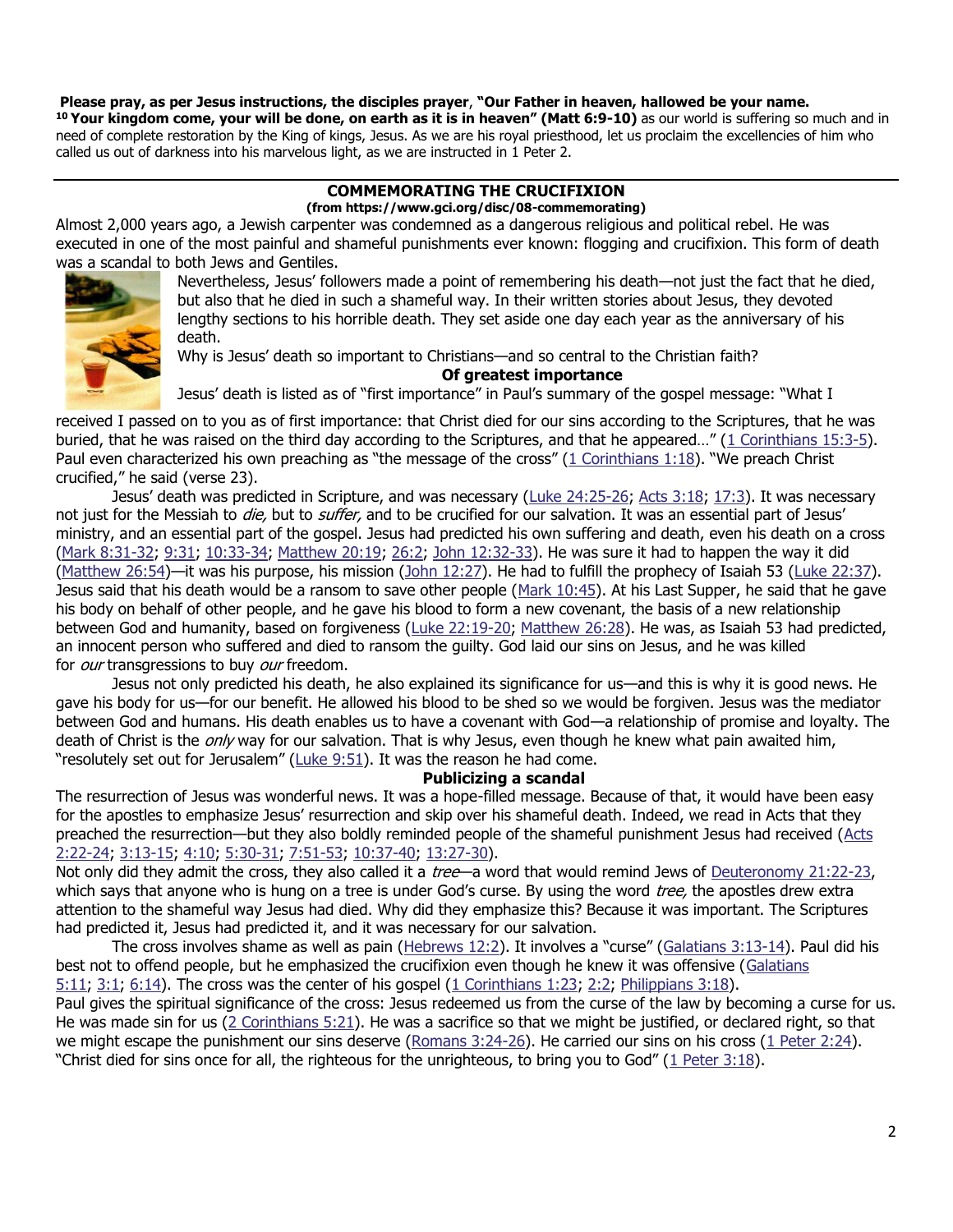**Please pray, as per Jesus instructions, the disciples prayer**, **"Our Father in heaven, hallowed be your name. [10] Your kingdom come, your will be done, on earth as it is in heaven" (Matt 6:9-10)** as our world is suffering so much and in need of complete restoration by the King of kings, Jesus. As we are his royal priesthood, let us proclaim the excellencies of him who called us out of darkness into his marvelous light, as we are instructed in 1 Peter 2.

---

## COMMEMORATING THE CRUCIFIXION

**(from https://www.gci.org/disc/08-commemorating)**

Almost 2,000 years ago, a Jewish carpenter was condemned as a dangerous religious and political rebel. He was executed in one of the most painful and shameful punishments ever known: flogging and crucifixion. This form of death was a scandal to both Jews and Gentiles.

Nevertheless, Jesus' followers made a point of remembering his death—not just the fact that he died, but also that he died in such a shameful way. In their written stories about Jesus, they devoted lengthy sections to his horrible death. They set aside one day each year as the anniversary of his death.

Why is Jesus' death so important to Christians—and so central to the Christian faith?

### Of greatest importance

Jesus' death is listed as of "first importance" in Paul's summary of the gospel message: "What I received I passed on to you as of first importance: that Christ died for our sins according to the Scriptures, that he was buried, that he was raised on the third day according to the Scriptures, and that he appeared…" (1 Corinthians 15:3-5). Paul even characterized his own preaching as "the message of the cross" (1 Corinthians 1:18). "We preach Christ crucified," he said (verse 23).

Jesus' death was predicted in Scripture, and was necessary (Luke 24:25-26; Acts 3:18; 17:3). It was necessary not just for the Messiah to *die,* but to *suffer,* and to be crucified for our salvation. It was an essential part of Jesus' ministry, and an essential part of the gospel. Jesus had predicted his own suffering and death, even his death on a cross (Mark 8:31-32; 9:31; 10:33-34; Matthew 20:19; 26:2; John 12:32-33). He was sure it had to happen the way it did (Matthew 26:54)—it was his purpose, his mission (John 12:27). He had to fulfill the prophecy of Isaiah 53 (Luke 22:37). Jesus said that his death would be a ransom to save other people (Mark 10:45). At his Last Supper, he said that he gave his body on behalf of other people, and he gave his blood to form a new covenant, the basis of a new relationship between God and humanity, based on forgiveness (Luke 22:19-20; Matthew 26:28). He was, as Isaiah 53 had predicted, an innocent person who suffered and died to ransom the guilty. God laid our sins on Jesus, and he was killed for *our* transgressions to buy *our* freedom.

Jesus not only predicted his death, he also explained its significance for us—and this is why it is good news. He gave his body for us—for our benefit. He allowed his blood to be shed so we would be forgiven. Jesus was the mediator between God and humans. His death enables us to have a covenant with God—a relationship of promise and loyalty. The death of Christ is the *only* way for our salvation. That is why Jesus, even though he knew what pain awaited him, "resolutely set out for Jerusalem" (Luke 9:51). It was the reason he had come.

### Publicizing a scandal

The resurrection of Jesus was wonderful news. It was a hope-filled message. Because of that, it would have been easy for the apostles to emphasize Jesus' resurrection and skip over his shameful death. Indeed, we read in Acts that they preached the resurrection—but they also boldly reminded people of the shameful punishment Jesus had received (Acts 2:22-24; 3:13-15; 4:10; 5:30-31; 7:51-53; 10:37-40; 13:27-30).

Not only did they admit the cross, they also called it a *tree*—a word that would remind Jews of Deuteronomy 21:22-23, which says that anyone who is hung on a tree is under God's curse. By using the word *tree,* the apostles drew extra attention to the shameful way Jesus had died. Why did they emphasize this? Because it was important. The Scriptures had predicted it, Jesus had predicted it, and it was necessary for our salvation.

The cross involves shame as well as pain (Hebrews 12:2). It involves a "curse" (Galatians 3:13-14). Paul did his best not to offend people, but he emphasized the crucifixion even though he knew it was offensive (Galatians 5:11; 3:1; 6:14). The cross was the center of his gospel (1 Corinthians 1:23; 2:2; Philippians 3:18).

Paul gives the spiritual significance of the cross: Jesus redeemed us from the curse of the law by becoming a curse for us. He was made sin for us (2 Corinthians 5:21). He was a sacrifice so that we might be justified, or declared right, so that we might escape the punishment our sins deserve (Romans 3:24-26). He carried our sins on his cross (1 Peter 2:24). "Christ died for sins once for all, the righteous for the unrighteous, to bring you to God" (1 Peter 3:18).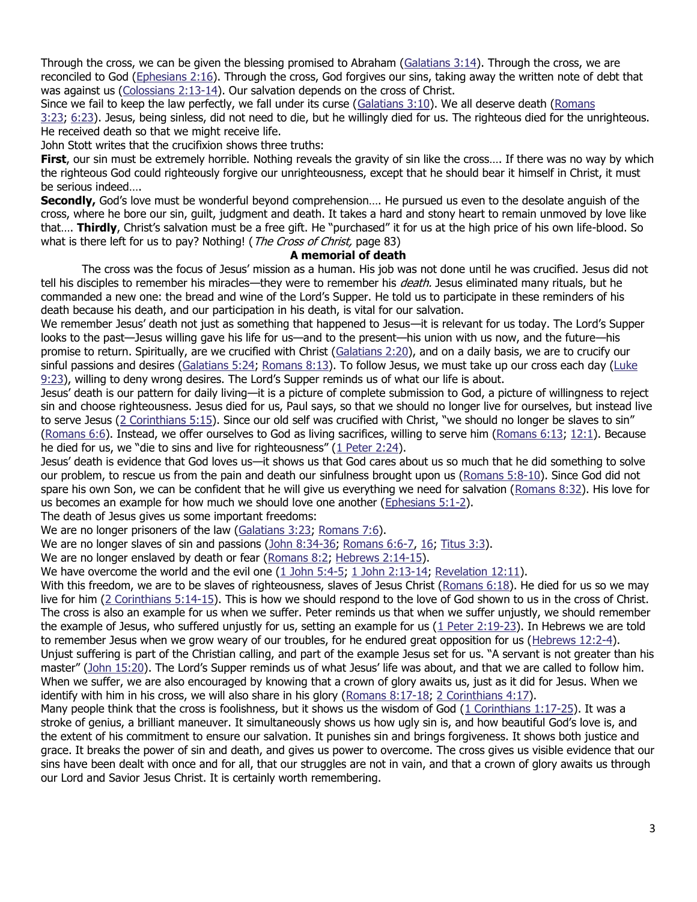Through the cross, we can be given the blessing promised to Abraham (Galatians 3:14). Through the cross, we are reconciled to God (Ephesians 2:16). Through the cross, God forgives our sins, taking away the written note of debt that was against us (Colossians 2:13-14). Our salvation depends on the cross of Christ.

Since we fail to keep the law perfectly, we fall under its curse (Galatians 3:10). We all deserve death (Romans 3:23; 6:23). Jesus, being sinless, did not need to die, but he willingly died for us. The righteous died for the unrighteous. He received death so that we might receive life.

John Stott writes that the crucifixion shows three truths:

**First**, our sin must be extremely horrible. Nothing reveals the gravity of sin like the cross…. If there was no way by which the righteous God could righteously forgive our unrighteousness, except that he should bear it himself in Christ, it must be serious indeed….

**Secondly,** God's love must be wonderful beyond comprehension…. He pursued us even to the desolate anguish of the cross, where he bore our sin, guilt, judgment and death. It takes a hard and stony heart to remain unmoved by love like that…. **Thirdly**, Christ's salvation must be a free gift. He "purchased" it for us at the high price of his own life-blood. So what is there left for us to pay? Nothing! (*The Cross of Christ,* page 83)

## A memorial of death

The cross was the focus of Jesus' mission as a human. His job was not done until he was crucified. Jesus did not tell his disciples to remember his miracles—they were to remember his *death.* Jesus eliminated many rituals, but he commanded a new one: the bread and wine of the Lord's Supper. He told us to participate in these reminders of his death because his death, and our participation in his death, is vital for our salvation.

We remember Jesus' death not just as something that happened to Jesus—it is relevant for us today. The Lord's Supper looks to the past—Jesus willing gave his life for us—and to the present—his union with us now, and the future—his promise to return. Spiritually, are we crucified with Christ (Galatians 2:20), and on a daily basis, we are to crucify our sinful passions and desires (Galatians 5:24; Romans 8:13). To follow Jesus, we must take up our cross each day (Luke 9:23), willing to deny wrong desires. The Lord's Supper reminds us of what our life is about.

Jesus' death is our pattern for daily living—it is a picture of complete submission to God, a picture of willingness to reject sin and choose righteousness. Jesus died for us, Paul says, so that we should no longer live for ourselves, but instead live to serve Jesus (2 Corinthians 5:15). Since our old self was crucified with Christ, "we should no longer be slaves to sin" (Romans 6:6). Instead, we offer ourselves to God as living sacrifices, willing to serve him (Romans 6:13; 12:1). Because he died for us, we "die to sins and live for righteousness" (1 Peter 2:24).

Jesus' death is evidence that God loves us—it shows us that God cares about us so much that he did something to solve our problem, to rescue us from the pain and death our sinfulness brought upon us (Romans 5:8-10). Since God did not spare his own Son, we can be confident that he will give us everything we need for salvation (Romans 8:32). His love for us becomes an example for how much we should love one another (Ephesians 5:1-2).

The death of Jesus gives us some important freedoms:

We are no longer prisoners of the law (Galatians 3:23; Romans 7:6).

We are no longer slaves of sin and passions (John 8:34-36; Romans 6:6-7, 16; Titus 3:3).

We are no longer enslaved by death or fear (Romans 8:2; Hebrews 2:14-15).

We have overcome the world and the evil one (1 John 5:4-5; 1 John 2:13-14; Revelation 12:11).

With this freedom, we are to be slaves of righteousness, slaves of Jesus Christ (Romans 6:18). He died for us so we may live for him (2 Corinthians 5:14-15). This is how we should respond to the love of God shown to us in the cross of Christ.

The cross is also an example for us when we suffer. Peter reminds us that when we suffer unjustly, we should remember the example of Jesus, who suffered unjustly for us, setting an example for us (1 Peter 2:19-23). In Hebrews we are told to remember Jesus when we grow weary of our troubles, for he endured great opposition for us (Hebrews 12:2-4). Unjust suffering is part of the Christian calling, and part of the example Jesus set for us. "A servant is not greater than his master" (John 15:20). The Lord's Supper reminds us of what Jesus' life was about, and that we are called to follow him. When we suffer, we are also encouraged by knowing that a crown of glory awaits us, just as it did for Jesus. When we identify with him in his cross, we will also share in his glory (Romans 8:17-18; 2 Corinthians 4:17).

Many people think that the cross is foolishness, but it shows us the wisdom of God (1 Corinthians 1:17-25). It was a stroke of genius, a brilliant maneuver. It simultaneously shows us how ugly sin is, and how beautiful God's love is, and the extent of his commitment to ensure our salvation. It punishes sin and brings forgiveness. It shows both justice and grace. It breaks the power of sin and death, and gives us power to overcome. The cross gives us visible evidence that our sins have been dealt with once and for all, that our struggles are not in vain, and that a crown of glory awaits us through our Lord and Savior Jesus Christ. It is certainly worth remembering.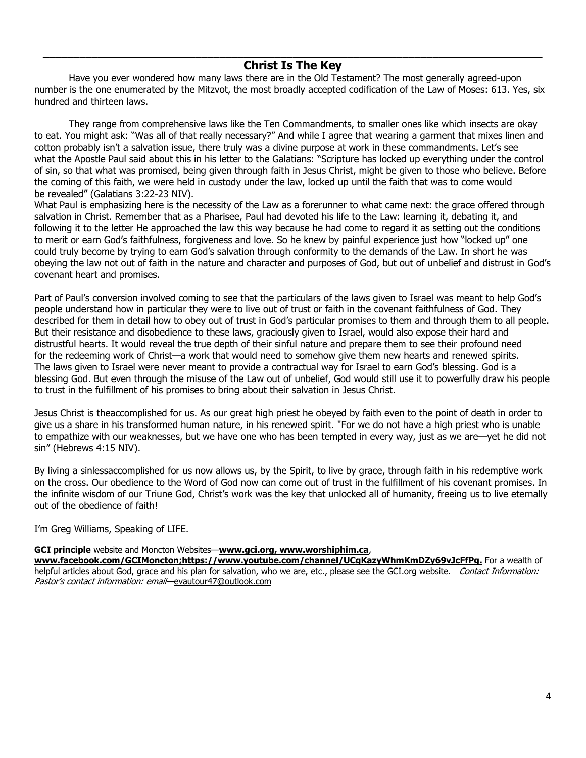## Christ Is The Key

Have you ever wondered how many laws there are in the Old Testament? The most generally agreed-upon number is the one enumerated by the Mitzvot, the most broadly accepted codification of the Law of Moses: 613. Yes, six hundred and thirteen laws.

They range from comprehensive laws like the Ten Commandments, to smaller ones like which insects are okay to eat. You might ask: "Was all of that really necessary?" And while I agree that wearing a garment that mixes linen and cotton probably isn't a salvation issue, there truly was a divine purpose at work in these commandments. Let's see what the Apostle Paul said about this in his letter to the Galatians: "Scripture has locked up everything under the control of sin, so that what was promised, being given through faith in Jesus Christ, might be given to those who believe. Before the coming of this faith, we were held in custody under the law, locked up until the faith that was to come would be revealed" (Galatians 3:22-23 NIV).

What Paul is emphasizing here is the necessity of the Law as a forerunner to what came next: the grace offered through salvation in Christ. Remember that as a Pharisee, Paul had devoted his life to the Law: learning it, debating it, and following it to the letter He approached the law this way because he had come to regard it as setting out the conditions to merit or earn God's faithfulness, forgiveness and love. So he knew by painful experience just how "locked up" one could truly become by trying to earn God's salvation through conformity to the demands of the Law. In short he was obeying the law not out of faith in the nature and character and purposes of God, but out of unbelief and distrust in God's covenant heart and promises.

Part of Paul's conversion involved coming to see that the particulars of the laws given to Israel was meant to help God's people understand how in particular they were to live out of trust or faith in the covenant faithfulness of God. They described for them in detail how to obey out of trust in God's particular promises to them and through them to all people. But their resistance and disobedience to these laws, graciously given to Israel, would also expose their hard and distrustful hearts. It would reveal the true depth of their sinful nature and prepare them to see their profound need for the redeeming work of Christ—a work that would need to somehow give them new hearts and renewed spirits. The laws given to Israel were never meant to provide a contractual way for Israel to earn God's blessing. God is a blessing God. But even through the misuse of the Law out of unbelief, God would still use it to powerfully draw his people to trust in the fulfillment of his promises to bring about their salvation in Jesus Christ.

Jesus Christ is theaccomplished for us. As our great high priest he obeyed by faith even to the point of death in order to give us a share in his transformed human nature, in his renewed spirit. "For we do not have a high priest who is unable to empathize with our weaknesses, but we have one who has been tempted in every way, just as we are—yet he did not sin" (Hebrews 4:15 NIV).

By living a sinlessaccomplished for us now allows us, by the Spirit, to live by grace, through faith in his redemptive work on the cross. Our obedience to the Word of God now can come out of trust in the fulfillment of his covenant promises. In the infinite wisdom of our Triune God, Christ's work was the key that unlocked all of humanity, freeing us to live eternally out of the obedience of faith!

I'm Greg Williams, Speaking of LIFE.

**GCI principle** website and Moncton Websites—**www.gci.org, www.worshiphim.ca**, **www.facebook.com/GCIMoncton;https://www.youtube.com/channel/UCgKazyWhmKmDZy69vJcFfPg.** For a wealth of helpful articles about God, grace and his plan for salvation, who we are, etc., please see the GCI.org website. *Contact Information: Pastor's contact information: email*—evautour47@outlook.com